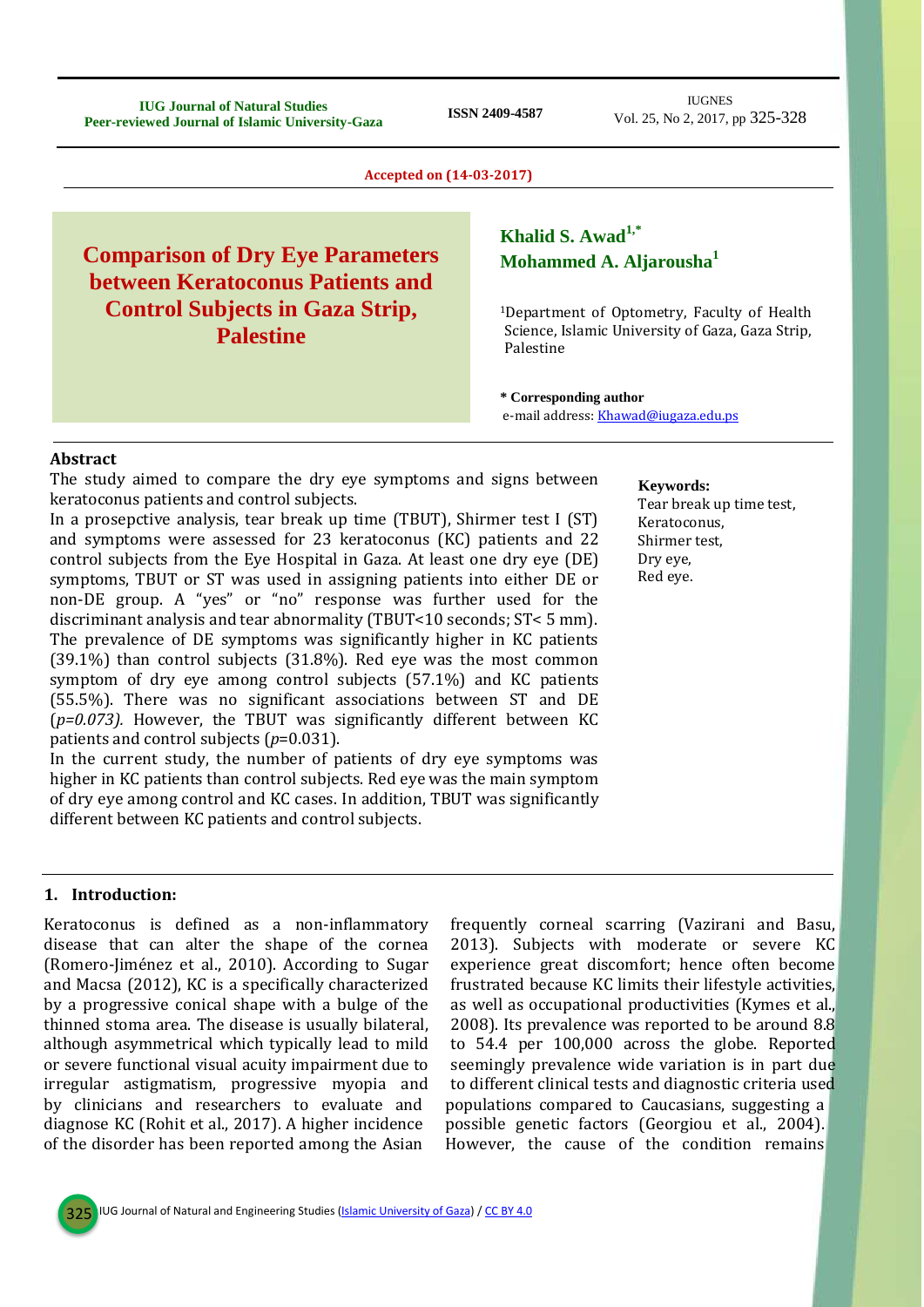Accepted on (14-03-2017)

# Comparison of Dry Eye Parameters between Keratoconus Patients and Control Subjects in Gaza Strip, Palestine

**Khalid S. Awad[1,*]**
**Mohammed A. Aljarousha[1]**

[1]Department of Optometry, Faculty of Health Science, Islamic University of Gaza, Gaza Strip, Palestine

**\* Corresponding author**
e-mail address: [Khawad@iugaza.edu.ps](mailto:Khawad@iugaza.edu.ps)

## Abstract

The study aimed to compare the dry eye symptoms and signs between keratoconus patients and control subjects.

In a prosepctive analysis, tear break up time (TBUT), Shirmer test I (ST) and symptoms were assessed for 23 keratoconus (KC) patients and 22 control subjects from the Eye Hospital in Gaza. At least one dry eye (DE) symptoms, TBUT or ST was used in assigning patients into either DE or non-DE group. A "yes" or "no" response was further used for the discriminant analysis and tear abnormality (TBUT<10 seconds; ST< 5 mm). The prevalence of DE symptoms was significantly higher in KC patients (39.1%) than control subjects (31.8%). Red eye was the most common symptom of dry eye among control subjects (57.1%) and KC patients (55.5%). There was no significant associations between ST and DE (*p=0.073).* However, the TBUT was significantly different between KC patients and control subjects (*p*=0.031).

In the current study, the number of patients of dry eye symptoms was higher in KC patients than control subjects. Red eye was the main symptom of dry eye among control and KC cases. In addition, TBUT was significantly different between KC patients and control subjects.

**Keywords:**
Tear break up time test,
Keratoconus,
Shirmer test,
Dry eye,
Red eye.

## 1. Introduction:

Keratoconus is defined as a non-inflammatory disease that can alter the shape of the cornea (Romero-Jiménez et al., 2010). According to Sugar and Macsa (2012), KC is a specifically characterized by a progressive conical shape with a bulge of the thinned stoma area. The disease is usually bilateral, although asymmetrical which typically lead to mild or severe functional visual acuity impairment due to irregular astigmatism, progressive myopia and by clinicians and researchers to evaluate and diagnose KC (Rohit et al., 2017). A higher incidence of the disorder has been reported among the Asian frequently corneal scarring (Vazirani and Basu, 2013). Subjects with moderate or severe KC experience great discomfort; hence often become frustrated because KC limits their lifestyle activities, as well as occupational productivities (Kymes et al., 2008). Its prevalence was reported to be around 8.8 to 54.4 per 100,000 across the globe. Reported seemingly prevalence wide variation is in part due to different clinical tests and diagnostic criteria used populations compared to Caucasians, suggesting a possible genetic factors (Georgiou et al., 2004). However, the cause of the condition remains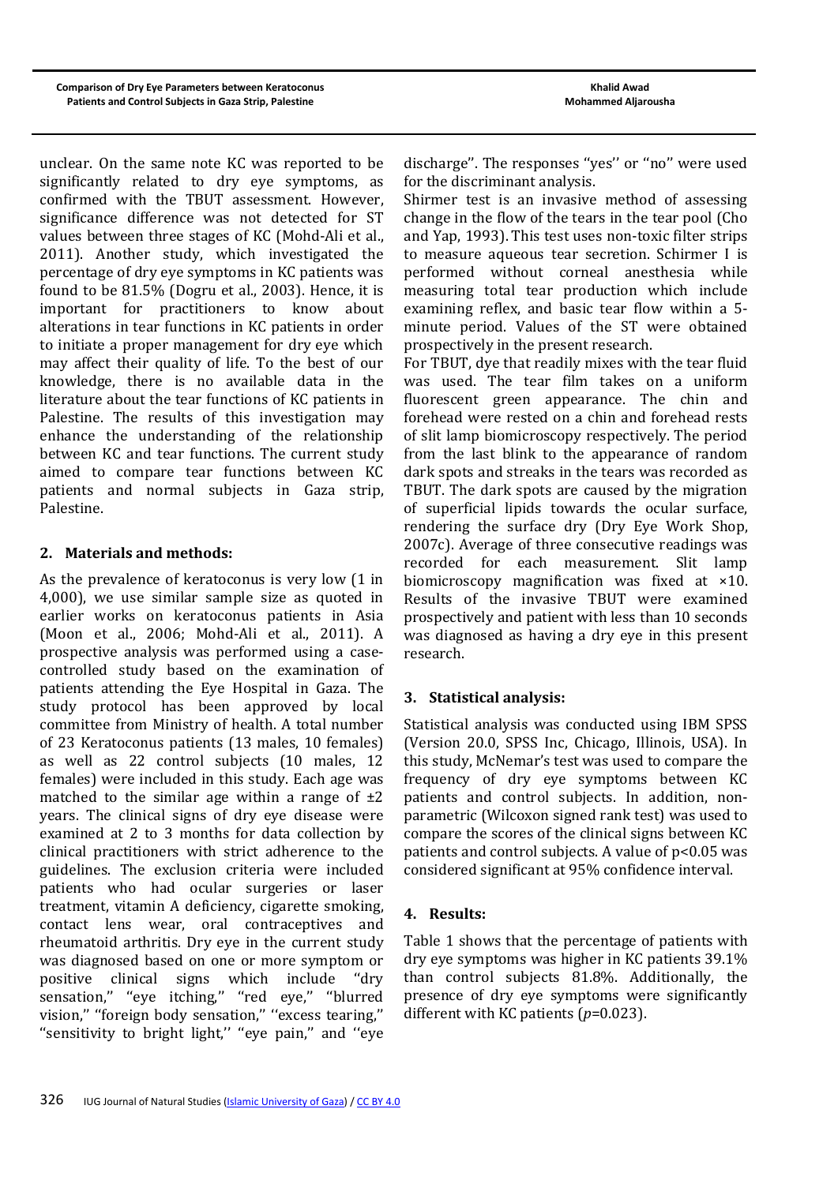unclear. On the same note KC was reported to be significantly related to dry eye symptoms, as confirmed with the TBUT assessment. However, significance difference was not detected for ST values between three stages of KC (Mohd-Ali et al., 2011). Another study, which investigated the percentage of dry eye symptoms in KC patients was found to be 81.5% (Dogru et al., 2003). Hence, it is important for practitioners to know about alterations in tear functions in KC patients in order to initiate a proper management for dry eye which may affect their quality of life. To the best of our knowledge, there is no available data in the literature about the tear functions of KC patients in Palestine. The results of this investigation may enhance the understanding of the relationship between KC and tear functions. The current study aimed to compare tear functions between KC patients and normal subjects in Gaza strip, Palestine.

## 2. Materials and methods:

As the prevalence of keratoconus is very low (1 in 4,000), we use similar sample size as quoted in earlier works on keratoconus patients in Asia (Moon et al., 2006; Mohd-Ali et al., 2011). A prospective analysis was performed using a case-controlled study based on the examination of patients attending the Eye Hospital in Gaza. The study protocol has been approved by local committee from Ministry of health. A total number of 23 Keratoconus patients (13 males, 10 females) as well as 22 control subjects (10 males, 12 females) were included in this study. Each age was matched to the similar age within a range of ±2 years. The clinical signs of dry eye disease were examined at 2 to 3 months for data collection by clinical practitioners with strict adherence to the guidelines. The exclusion criteria were included patients who had ocular surgeries or laser treatment, vitamin A deficiency, cigarette smoking, contact lens wear, oral contraceptives and rheumatoid arthritis. Dry eye in the current study was diagnosed based on one or more symptom or positive clinical signs which include "dry sensation," "eye itching," "red eye," "blurred vision," "foreign body sensation," ''excess tearing,'' ''sensitivity to bright light,'' "eye pain," and ''eye discharge". The responses ''yes'' or ''no'' were used for the discriminant analysis.

Shirmer test is an invasive method of assessing change in the flow of the tears in the tear pool (Cho and Yap, 1993). This test uses non-toxic filter strips to measure aqueous tear secretion. Schirmer I is performed without corneal anesthesia while measuring total tear production which include examining reflex, and basic tear flow within a 5-minute period. Values of the ST were obtained prospectively in the present research.

For TBUT, dye that readily mixes with the tear fluid was used. The tear film takes on a uniform fluorescent green appearance. The chin and forehead were rested on a chin and forehead rests of slit lamp biomicroscopy respectively. The period from the last blink to the appearance of random dark spots and streaks in the tears was recorded as TBUT. The dark spots are caused by the migration of superficial lipids towards the ocular surface, rendering the surface dry (Dry Eye Work Shop, 2007c). Average of three consecutive readings was recorded for each measurement. Slit lamp biomicroscopy magnification was fixed at ×10. Results of the invasive TBUT were examined prospectively and patient with less than 10 seconds was diagnosed as having a dry eye in this present research.

## 3. Statistical analysis:

Statistical analysis was conducted using IBM SPSS (Version 20.0, SPSS Inc, Chicago, Illinois, USA). In this study, McNemar's test was used to compare the frequency of dry eye symptoms between KC patients and control subjects. In addition, non-parametric (Wilcoxon signed rank test) was used to compare the scores of the clinical signs between KC patients and control subjects. A value of $p<0.05$ was considered significant at 95% confidence interval.

## 4. Results:

Table 1 shows that the percentage of patients with dry eye symptoms was higher in KC patients 39.1% than control subjects 81.8%. Additionally, the presence of dry eye symptoms were significantly different with KC patients ($p=0.023$).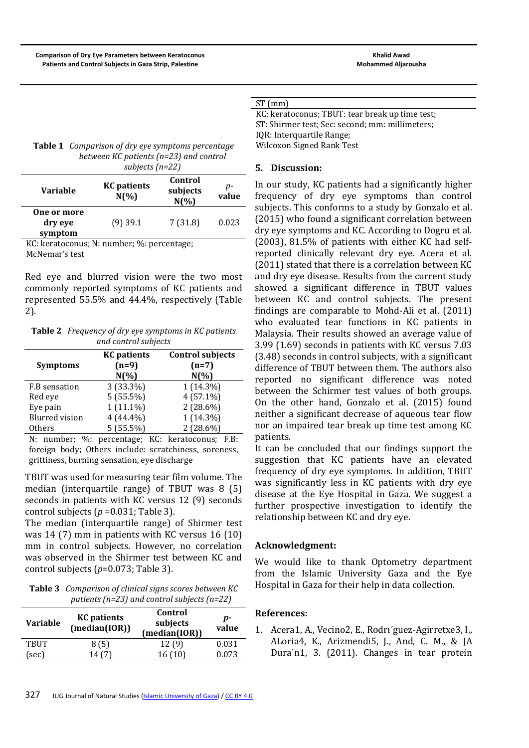**Table 1** *Comparison of dry eye symptoms percentage between KC patients (n=23) and control subjects (n=22)*

| Variable | KC patients N(%) | Control subjects N(%) | p-value |
|---|---|---|---|
| **One or more dry eye symptom** | (9) 39.1 | 7 (31.8) | 0.023 |

KC: keratoconus; N: number; %: percentage; McNemar's test

Red eye and blurred vision were the two most commonly reported symptoms of KC patients and represented 55.5% and 44.4%, respectively (Table 2).

**Table 2** *Frequency of dry eye symptoms in KC patients and control subjects*

| Symptoms | KC patients (n=9) N(%) | Control subjects (n=7) N(%) |
|---|---|---|
| F.B sensation | 3 (33.3%) | 1 (14.3%) |
| Red eye | 5 (55.5%) | 4 (57.1%) |
| Eye pain | 1 (11.1%) | 2 (28.6%) |
| Blurred vision | 4 (44.4%) | 1 (14.3%) |
| Others | 5 (55.5%) | 2 (28.6%) |

N: number; %: percentage; KC: keratoconus; F.B: foreign body; Others include: scratchiness, soreness, grittiness, burning sensation, eye discharge

TBUT was used for measuring tear film volume. The median (interquartile range) of TBUT was 8 (5) seconds in patients with KC versus 12 (9) seconds control subjects ($p$ =0.031; Table 3).

The median (interquartile range) of Shirmer test was 14 (7) mm in patients with KC versus 16 (10) mm in control subjects. However, no correlation was observed in the Shirmer test between KC and control subjects ($p$=0.073; Table 3).

**Table 3** *Comparison of clinical signs scores between KC patients (n=23) and control subjects (n=22)*

| Variable | KC patients (median(IOR)) | Control subjects (median(IOR)) | p-value |
|---|---|---|---|
| TBUT (sec) | 8 (5) | 12 (9) | 0.031 |
| ST (mm) | 14 (7) | 16 (10) | 0.073 |

KC: keratoconus; TBUT: tear break up time test; ST: Shirmer test; Sec: second; mm: millimeters; IQR: Interquartile Range; Wilcoxon Signed Rank Test

## 5. Discussion:

In our study, KC patients had a significantly higher frequency of dry eye symptoms than control subjects. This conforms to a study by Gonzalo et al. (2015) who found a significant correlation between dry eye symptoms and KC. According to Dogru et al. (2003), 81.5% of patients with either KC had self-reported clinically relevant dry eye. Acera et al. (2011) stated that there is a correlation between KC and dry eye disease. Results from the current study showed a significant difference in TBUT values between KC and control subjects. The present findings are comparable to Mohd-Ali et al. (2011) who evaluated tear functions in KC patients in Malaysia. Their results showed an average value of 3.99 (1.69) seconds in patients with KC versus 7.03 (3.48) seconds in control subjects, with a significant difference of TBUT between them. The authors also reported no significant difference was noted between the Schirmer test values of both groups. On the other hand, Gonzalo et al. (2015) found neither a significant decrease of aqueous tear flow nor an impaired tear break up time test among KC patients.

It can be concluded that our findings support the suggestion that KC patients have an elevated frequency of dry eye symptoms. In addition, TBUT was significantly less in KC patients with dry eye disease at the Eye Hospital in Gaza. We suggest a further prospective investigation to identify the relationship between KC and dry eye.

## Acknowledgment:

We would like to thank Optometry department from the Islamic University Gaza and the Eye Hospital in Gaza for their help in data collection.

## References:

1. Acera1, A., Vecino2, E., Rodrı´guez-Agirretxe3, I., ALoria4, K., Arizmendi5, J., And, C. M., & JA Dura´n1, 3. (2011). Changes in tear protein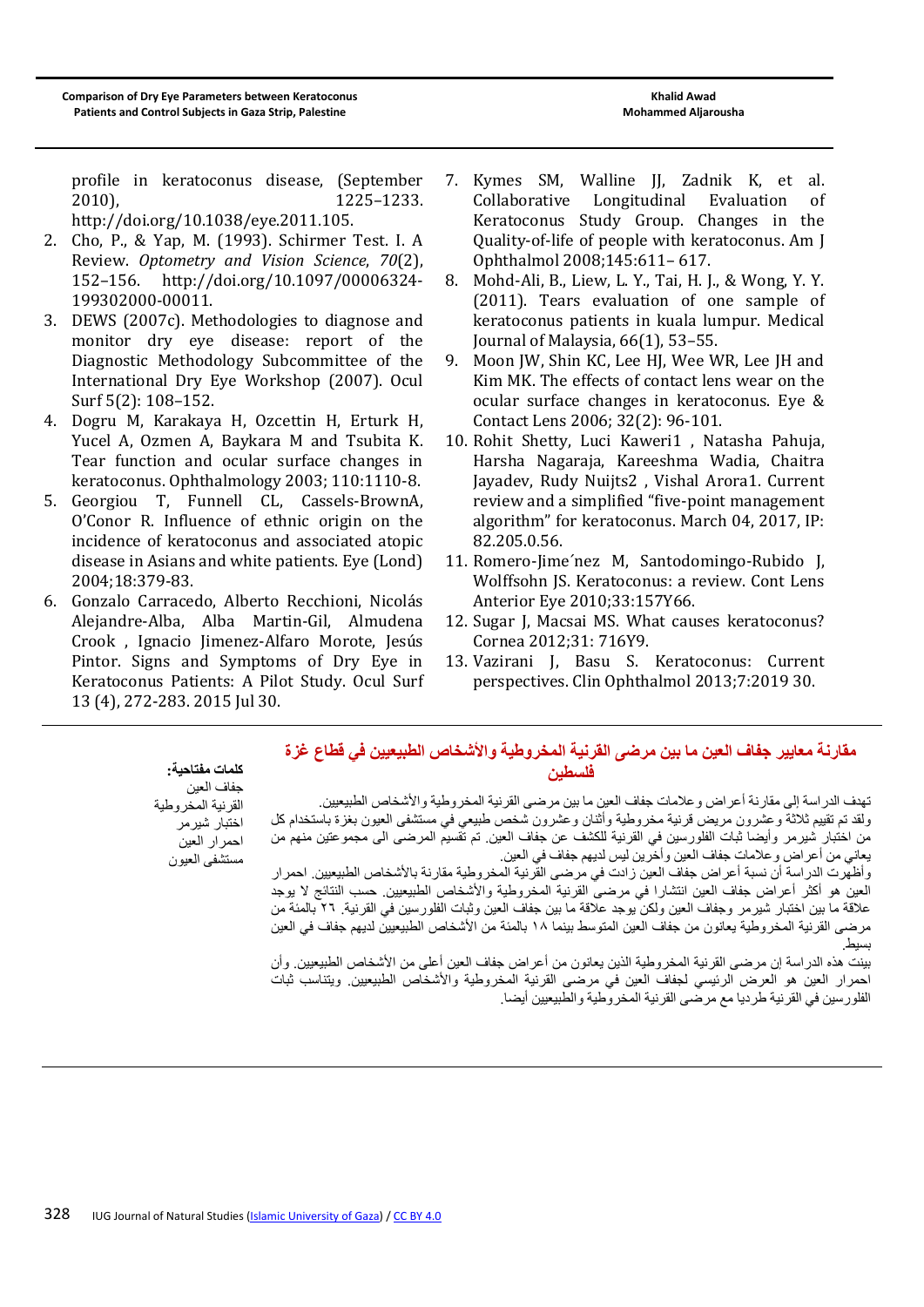profile in keratoconus disease, (September 2010), 1225–1233. http://doi.org/10.1038/eye.2011.105.

2. Cho, P., & Yap, M. (1993). Schirmer Test. I. A Review. *Optometry and Vision Science*, *70*(2), 152–156. http://doi.org/10.1097/00006324-199302000-00011.
3. DEWS (2007c). Methodologies to diagnose and monitor dry eye disease: report of the Diagnostic Methodology Subcommittee of the International Dry Eye Workshop (2007). Ocul Surf 5(2): 108–152.
4. Dogru M, Karakaya H, Ozcettin H, Erturk H, Yucel A, Ozmen A, Baykara M and Tsubita K. Tear function and ocular surface changes in keratoconus. Ophthalmology 2003; 110:1110-8.
5. Georgiou T, Funnell CL, Cassels-BrownA, O'Conor R. Influence of ethnic origin on the incidence of keratoconus and associated atopic disease in Asians and white patients. Eye (Lond) 2004;18:379-83.
6. Gonzalo Carracedo, Alberto Recchioni, Nicolás Alejandre-Alba, Alba Martin-Gil, Almudena Crook , Ignacio Jimenez-Alfaro Morote, Jesús Pintor. Signs and Symptoms of Dry Eye in Keratoconus Patients: A Pilot Study. Ocul Surf 13 (4), 272-283. 2015 Jul 30.
7. Kymes SM, Walline JJ, Zadnik K, et al. Collaborative Longitudinal Evaluation of Keratoconus Study Group. Changes in the Quality-of-life of people with keratoconus. Am J Ophthalmol 2008;145:611– 617.
8. Mohd-Ali, B., Liew, L. Y., Tai, H. J., & Wong, Y. Y. (2011). Tears evaluation of one sample of keratoconus patients in kuala lumpur. Medical Journal of Malaysia, 66(1), 53–55.
9. Moon JW, Shin KC, Lee HJ, Wee WR, Lee JH and Kim MK. The effects of contact lens wear on the ocular surface changes in keratoconus. Eye & Contact Lens 2006; 32(2): 96-101.
10. Rohit Shetty, Luci Kaweri1 , Natasha Pahuja, Harsha Nagaraja, Kareeshma Wadia, Chaitra Jayadev, Rudy Nuijts2 , Vishal Arora1. Current review and a simplified "five-point management algorithm" for keratoconus. March 04, 2017, IP: 82.205.0.56.
11. Romero-Jime´nez M, Santodomingo-Rubido J, Wolffsohn JS. Keratoconus: a review. Cont Lens Anterior Eye 2010;33:157Y66.
12. Sugar J, Macsai MS. What causes keratoconus? Cornea 2012;31: 716Y9.
13. Vazirani J, Basu S. Keratoconus: Current perspectives. Clin Ophthalmol 2013;7:2019 30.

## مقارنة معايير جفاف العين ما بين مرضى القرنية المخروطية والأشخاص الطبيعيين في قطاع غزة فلسطين

**كلمات مفتاحية:**
جفاف العين
القرنية المخروطية
اختبار شيرمر
احمرار العين
مستشفى العيون

تهدف الدراسة إلى مقارنة أعراض وعلامات جفاف العين ما بين مرضى القرنية المخروطية والأشخاص الطبيعيين.
ولقد تم تقييم ثلاثة وعشرون مريض قرنية مخروطية وأثنان وعشرون شخص طبيعي في مستشفى العيون بغزة باستخدام كل من اختبار شيرمر وأيضا ثبات الفلورسين في القرنية للكشف عن جفاف العين. تم تقسيم المرضى الى مجموعتين منهم من يعاني من أعراض وعلامات جفاف العين وأخرين ليس لديهم جفاف في العين.
وأظهرت الدراسة أن نسبة أعراض جفاف العين زادت في مرضى القرنية المخروطية مقارنة بالأشخاص الطبيعيين. احمرار العين هو أكثر أعراض جفاف العين انتشارا في مرضى القرنية المخروطية والأشخاص الطبيعيين. حسب النتائج لا يوجد علاقة ما بين اختبار شيرمر وجفاف العين ولكن يوجد علاقة ما بين جفاف العين وثبات الفلورسين في القرنية. ٢٦ بالمئة من مرضى القرنية المخروطية يعانون من جفاف العين المتوسط بينما ١٨ بالمئة من الأشخاص الطبيعيين لديهم جفاف في العين بسيط.
بينت هذه الدراسة إن مرضى القرنية المخروطية الذين يعانون من أعراض جفاف العين أعلى من الأشخاص الطبيعيين. وأن احمرار العين هو العرض الرئيسي لجفاف العين في مرضى القرنية المخروطية والأشخاص الطبيعيين. ويتناسب ثبات الفلورسين في القرنية طرديا مع مرضى القرنية المخروطية والطبيعيين أيضا.